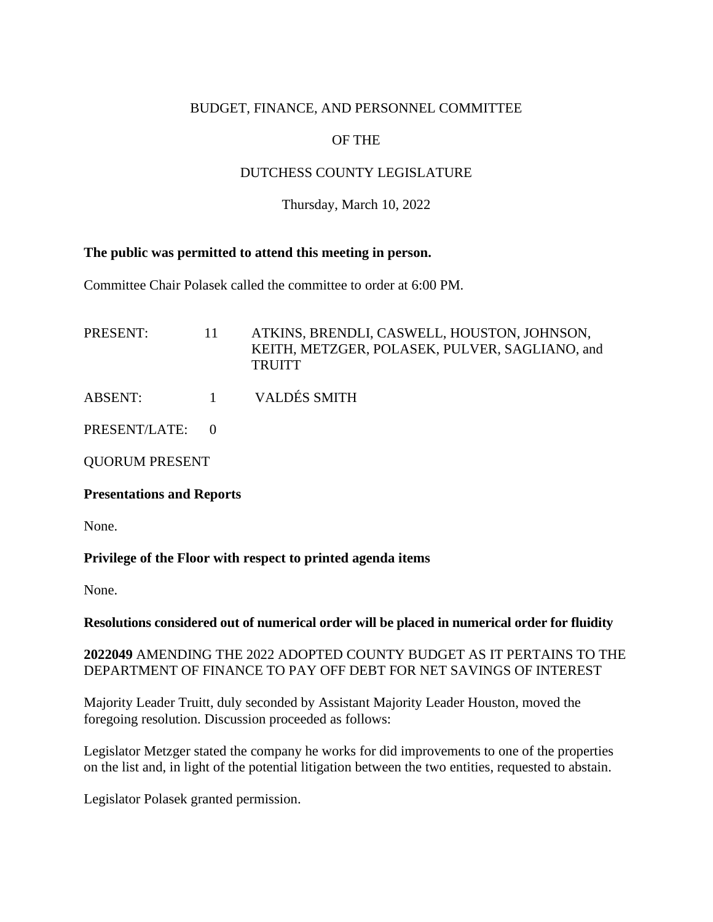BUDGET, FINANCE, AND PERSONNEL COMMITTEE

OF THE

DUTCHESS COUNTY LEGISLATURE

Thursday, March 10, 2022

**The public was permitted to attend this meeting in person.**

Committee Chair Polasek called the committee to order at 6:00 PM.

PRESENT: 11 ATKINS, BRENDLI, CASWELL, HOUSTON, JOHNSON, KEITH, METZGER, POLASEK, PULVER, SAGLIANO, and TRUITT

ABSENT: 1 VALDÉS SMITH

PRESENT/LATE: 0

QUORUM PRESENT

**Presentations and Reports**

None.

**Privilege of the Floor with respect to printed agenda items**

None.

**Resolutions considered out of numerical order will be placed in numerical order for fluidity**

**2022049** AMENDING THE 2022 ADOPTED COUNTY BUDGET AS IT PERTAINS TO THE DEPARTMENT OF FINANCE TO PAY OFF DEBT FOR NET SAVINGS OF INTEREST

Majority Leader Truitt, duly seconded by Assistant Majority Leader Houston, moved the foregoing resolution. Discussion proceeded as follows:

Legislator Metzger stated the company he works for did improvements to one of the properties on the list and, in light of the potential litigation between the two entities, requested to abstain.

Legislator Polasek granted permission.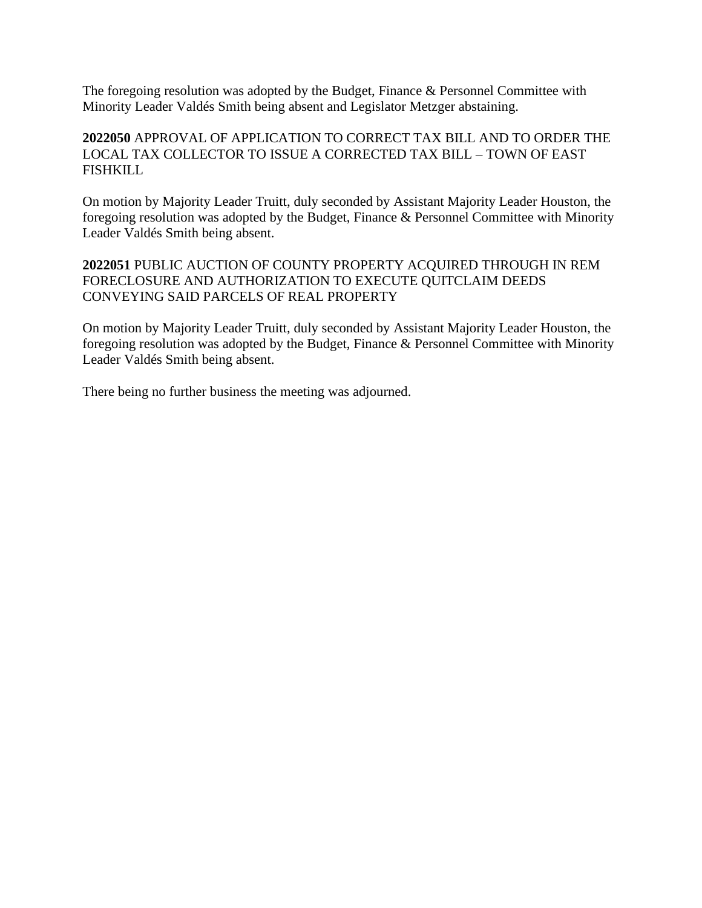The foregoing resolution was adopted by the Budget, Finance & Personnel Committee with Minority Leader Valdés Smith being absent and Legislator Metzger abstaining.

**2022050** APPROVAL OF APPLICATION TO CORRECT TAX BILL AND TO ORDER THE LOCAL TAX COLLECTOR TO ISSUE A CORRECTED TAX BILL – TOWN OF EAST FISHKILL

On motion by Majority Leader Truitt, duly seconded by Assistant Majority Leader Houston, the foregoing resolution was adopted by the Budget, Finance & Personnel Committee with Minority Leader Valdés Smith being absent.

**2022051** PUBLIC AUCTION OF COUNTY PROPERTY ACQUIRED THROUGH IN REM FORECLOSURE AND AUTHORIZATION TO EXECUTE QUITCLAIM DEEDS CONVEYING SAID PARCELS OF REAL PROPERTY

On motion by Majority Leader Truitt, duly seconded by Assistant Majority Leader Houston, the foregoing resolution was adopted by the Budget, Finance & Personnel Committee with Minority Leader Valdés Smith being absent.

There being no further business the meeting was adjourned.